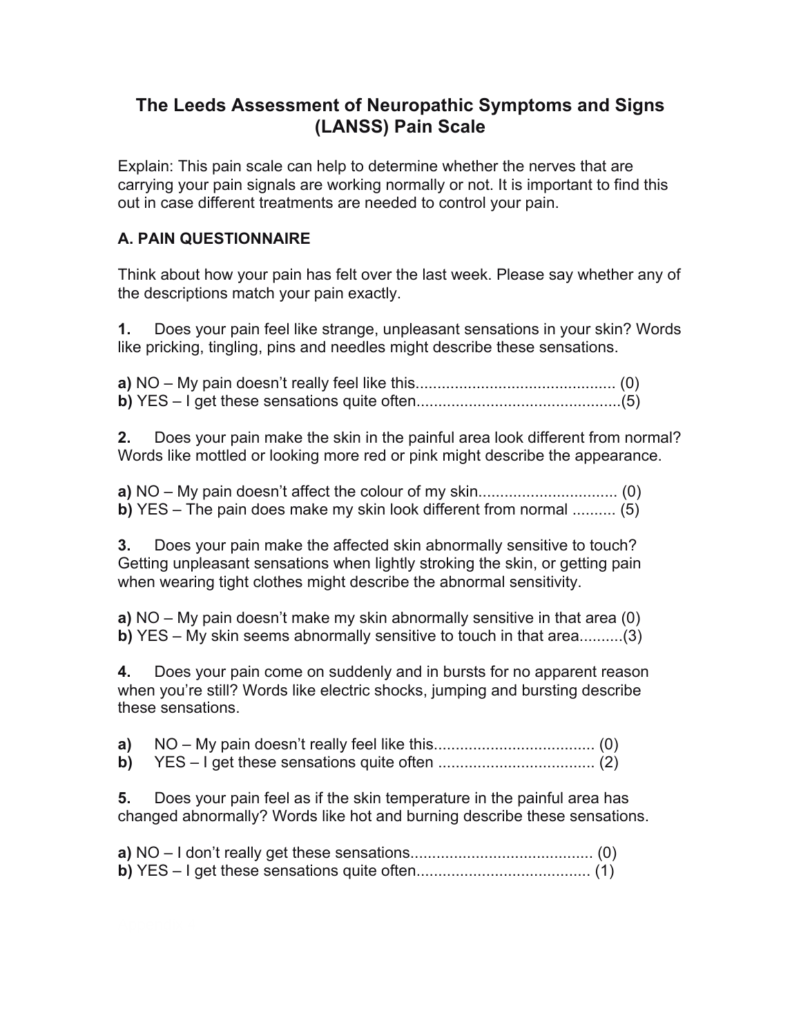# The Leeds Assessment of Neuropathic Symptoms and Signs (LANSS) Pain Scale

Explain: This pain scale can help to determine whether the nerves that are carrying your pain signals are working normally or not. It is important to find this out in case different treatments are needed to control your pain.

## A. PAIN QUESTIONNAIRE

Think about how your pain has felt over the last week. Please say whether any of the descriptions match your pain exactly.

**1.** Does your pain feel like strange, unpleasant sensations in your skin? Words like pricking, tingling, pins and needles might describe these sensations.

**a)** NO – My pain doesn't really feel like this............................................. (0)
**b)** YES – I get these sensations quite often...............................................(5)

**2.** Does your pain make the skin in the painful area look different from normal? Words like mottled or looking more red or pink might describe the appearance.

**a)** NO – My pain doesn't affect the colour of my skin............................... (0)
**b)** YES – The pain does make my skin look different from normal .......... (5)

**3.** Does your pain make the affected skin abnormally sensitive to touch? Getting unpleasant sensations when lightly stroking the skin, or getting pain when wearing tight clothes might describe the abnormal sensitivity.

**a)** NO – My pain doesn't make my skin abnormally sensitive in that area (0)
**b)** YES – My skin seems abnormally sensitive to touch in that area..........(3)

**4.** Does your pain come on suddenly and in bursts for no apparent reason when you're still? Words like electric shocks, jumping and bursting describe these sensations.

**a)** NO – My pain doesn't really feel like this.................................... (0)
**b)** YES – I get these sensations quite often ................................... (2)

**5.** Does your pain feel as if the skin temperature in the painful area has changed abnormally? Words like hot and burning describe these sensations.

**a)** NO – I don't really get these sensations.......................................... (0)
**b)** YES – I get these sensations quite often....................................... (1)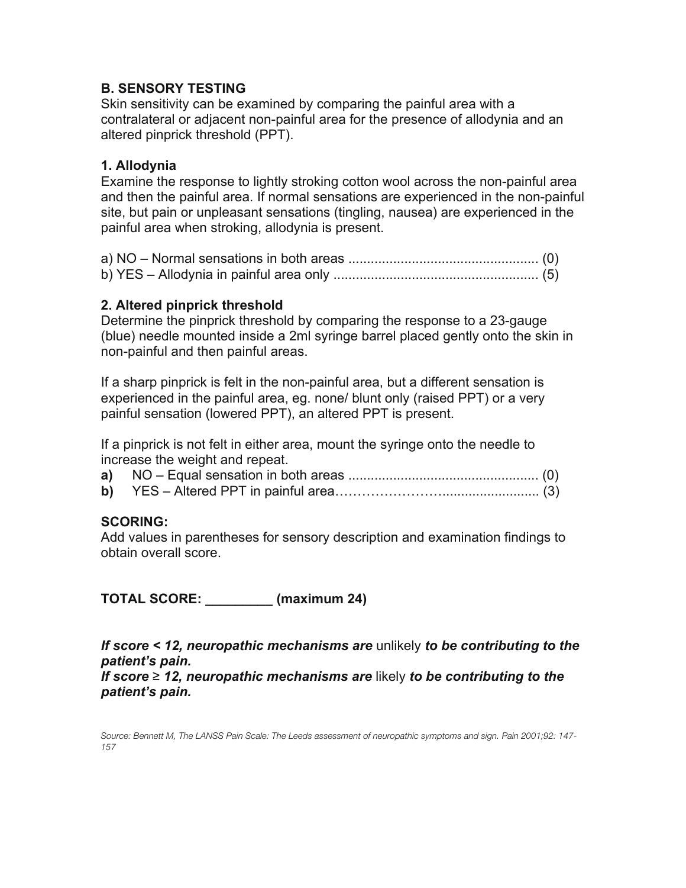### B. SENSORY TESTING

Skin sensitivity can be examined by comparing the painful area with a contralateral or adjacent non-painful area for the presence of allodynia and an altered pinprick threshold (PPT).

#### 1. Allodynia

Examine the response to lightly stroking cotton wool across the non-painful area and then the painful area. If normal sensations are experienced in the non-painful site, but pain or unpleasant sensations (tingling, nausea) are experienced in the painful area when stroking, allodynia is present.

a) NO – Normal sensations in both areas .................................................. (0)
b) YES – Allodynia in painful area only ...................................................... (5)

#### 2. Altered pinprick threshold

Determine the pinprick threshold by comparing the response to a 23-gauge (blue) needle mounted inside a 2ml syringe barrel placed gently onto the skin in non-painful and then painful areas.

If a sharp pinprick is felt in the non-painful area, but a different sensation is experienced in the painful area, eg. none/ blunt only (raised PPT) or a very painful sensation (lowered PPT), an altered PPT is present.

If a pinprick is not felt in either area, mount the syringe onto the needle to increase the weight and repeat.

**a)** NO – Equal sensation in both areas .................................................. (0)
**b)** YES – Altered PPT in painful area……………………......................... (3)

### SCORING:

Add values in parentheses for sensory description and examination findings to obtain overall score.

**TOTAL SCORE: _________ (maximum 24)**

***If score < 12, neuropathic mechanisms are*** *unlikely* ***to be contributing to the patient's pain.***
***If score ≥ 12, neuropathic mechanisms are*** *likely* ***to be contributing to the patient's pain.***

*Source: Bennett M, The LANSS Pain Scale: The Leeds assessment of neuropathic symptoms and sign. Pain 2001;92: 147-157*